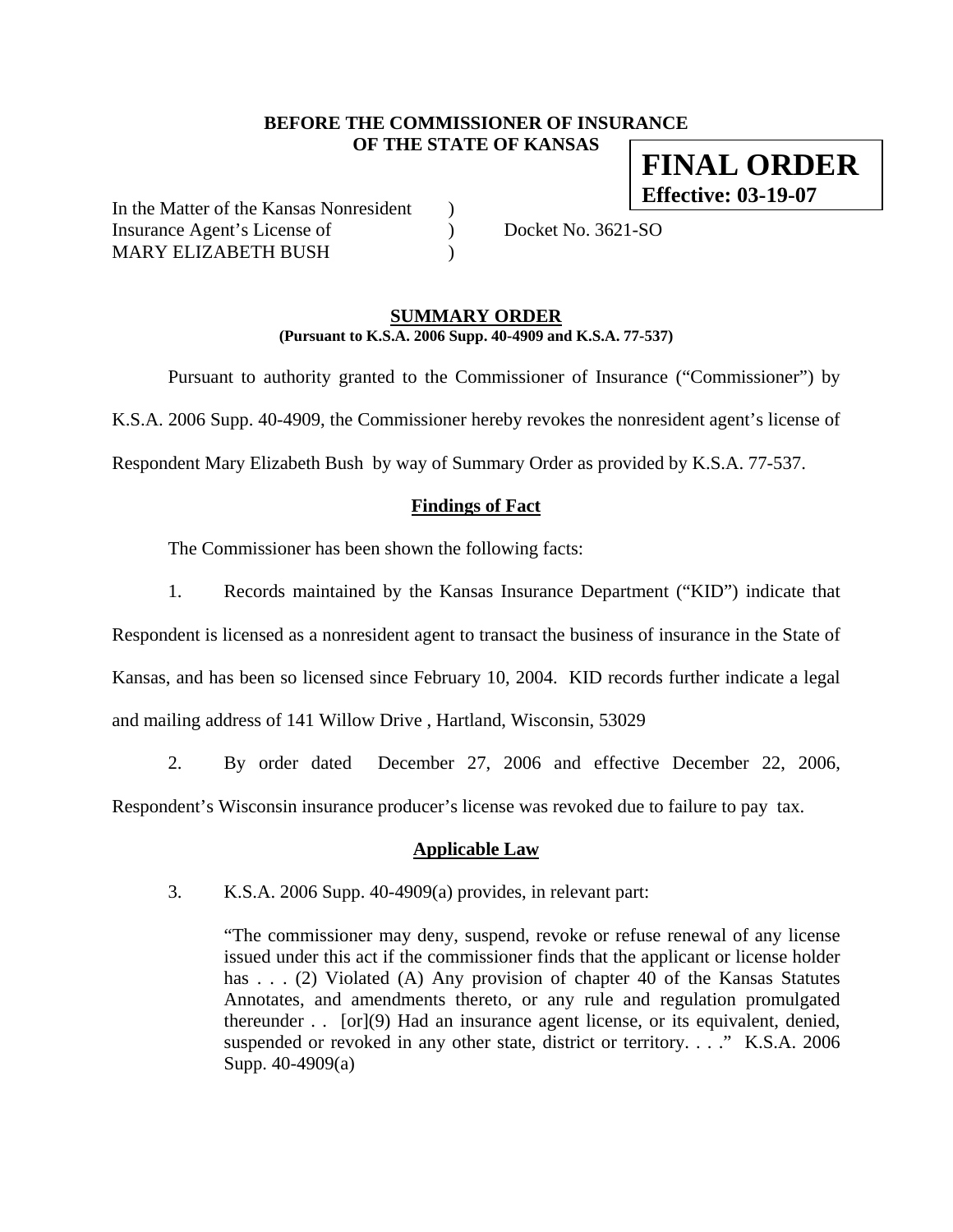**BEFORE THE COMMISSIONER OF INSURANCE**
**OF THE STATE OF KANSAS**

**FINAL ORDER**
**Effective: 03-19-07**

In the Matter of the Kansas Nonresident )
Insurance Agent's License of ) Docket No. 3621-SO
MARY ELIZABETH BUSH )

## SUMMARY ORDER

**(Pursuant to K.S.A. 2006 Supp. 40-4909 and K.S.A. 77-537)**

Pursuant to authority granted to the Commissioner of Insurance ("Commissioner") by K.S.A. 2006 Supp. 40-4909, the Commissioner hereby revokes the nonresident agent's license of Respondent Mary Elizabeth Bush by way of Summary Order as provided by K.S.A. 77-537.

### Findings of Fact

The Commissioner has been shown the following facts:

1. Records maintained by the Kansas Insurance Department ("KID") indicate that Respondent is licensed as a nonresident agent to transact the business of insurance in the State of Kansas, and has been so licensed since February 10, 2004. KID records further indicate a legal and mailing address of 141 Willow Drive , Hartland, Wisconsin, 53029

2. By order dated December 27, 2006 and effective December 22, 2006, Respondent's Wisconsin insurance producer's license was revoked due to failure to pay tax.

### Applicable Law

3. K.S.A. 2006 Supp. 40-4909(a) provides, in relevant part:

> "The commissioner may deny, suspend, revoke or refuse renewal of any license issued under this act if the commissioner finds that the applicant or license holder has . . . (2) Violated (A) Any provision of chapter 40 of the Kansas Statutes Annotates, and amendments thereto, or any rule and regulation promulgated thereunder . . [or](9) Had an insurance agent license, or its equivalent, denied, suspended or revoked in any other state, district or territory. . . ." K.S.A. 2006 Supp. 40-4909(a)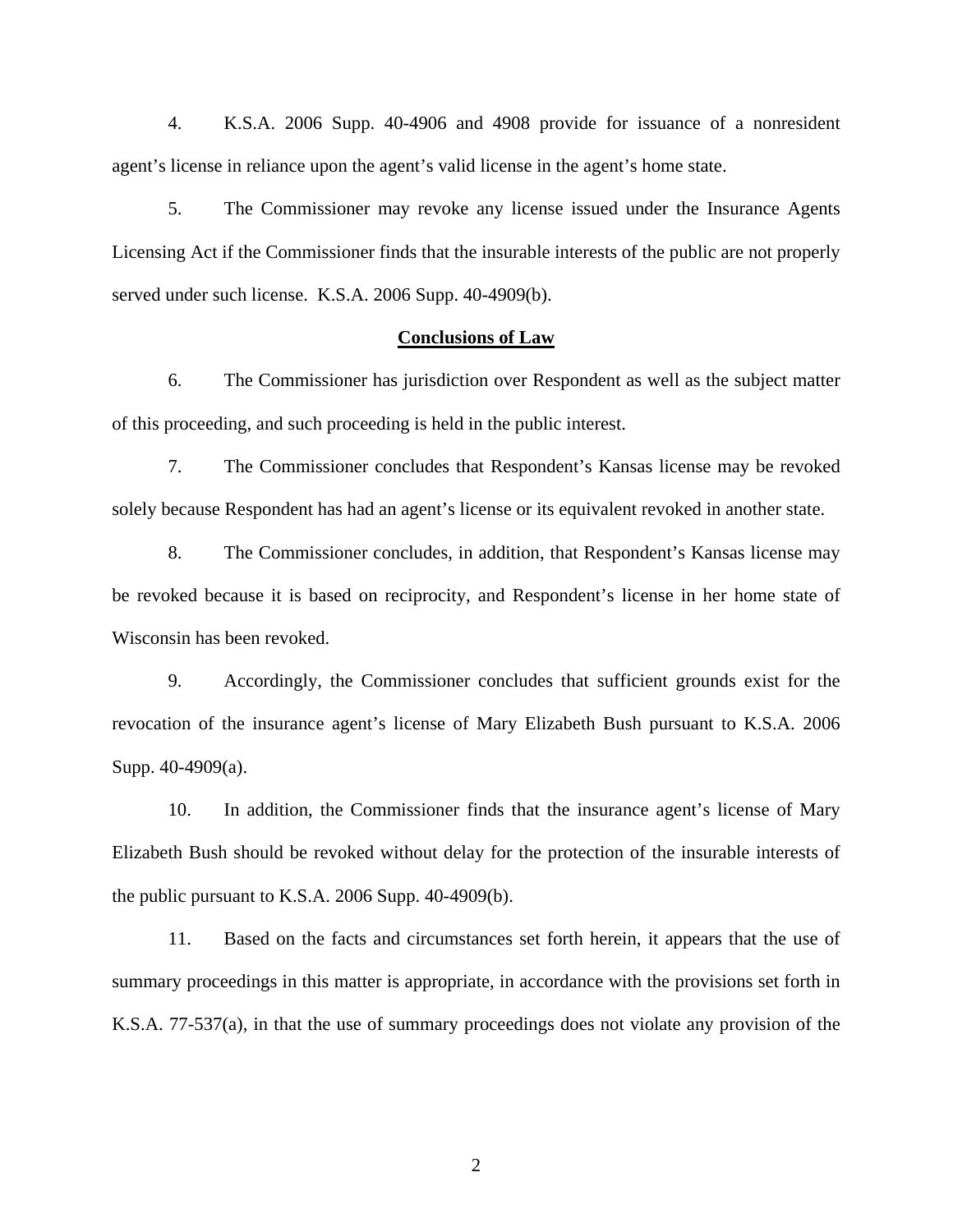4. K.S.A. 2006 Supp. 40-4906 and 4908 provide for issuance of a nonresident agent's license in reliance upon the agent's valid license in the agent's home state.

5. The Commissioner may revoke any license issued under the Insurance Agents Licensing Act if the Commissioner finds that the insurable interests of the public are not properly served under such license. K.S.A. 2006 Supp. 40-4909(b).

**Conclusions of Law**

6. The Commissioner has jurisdiction over Respondent as well as the subject matter of this proceeding, and such proceeding is held in the public interest.

7. The Commissioner concludes that Respondent's Kansas license may be revoked solely because Respondent has had an agent's license or its equivalent revoked in another state.

8. The Commissioner concludes, in addition, that Respondent's Kansas license may be revoked because it is based on reciprocity, and Respondent's license in her home state of Wisconsin has been revoked.

9. Accordingly, the Commissioner concludes that sufficient grounds exist for the revocation of the insurance agent's license of Mary Elizabeth Bush pursuant to K.S.A. 2006 Supp. 40-4909(a).

10. In addition, the Commissioner finds that the insurance agent's license of Mary Elizabeth Bush should be revoked without delay for the protection of the insurable interests of the public pursuant to K.S.A. 2006 Supp. 40-4909(b).

11. Based on the facts and circumstances set forth herein, it appears that the use of summary proceedings in this matter is appropriate, in accordance with the provisions set forth in K.S.A. 77-537(a), in that the use of summary proceedings does not violate any provision of the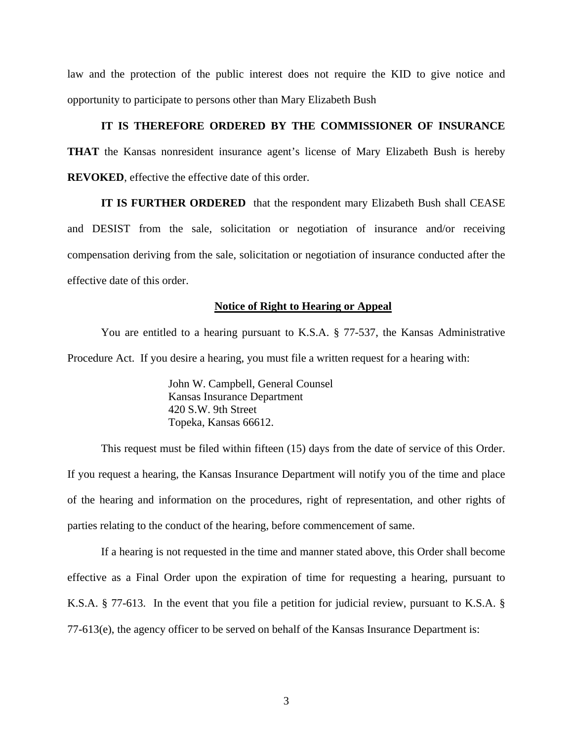law and the protection of the public interest does not require the KID to give notice and opportunity to participate to persons other than Mary Elizabeth Bush

**IT IS THEREFORE ORDERED BY THE COMMISSIONER OF INSURANCE THAT** the Kansas nonresident insurance agent's license of Mary Elizabeth Bush is hereby **REVOKED**, effective the effective date of this order.

**IT IS FURTHER ORDERED** that the respondent mary Elizabeth Bush shall CEASE and DESIST from the sale, solicitation or negotiation of insurance and/or receiving compensation deriving from the sale, solicitation or negotiation of insurance conducted after the effective date of this order.

**Notice of Right to Hearing or Appeal**

You are entitled to a hearing pursuant to K.S.A. § 77-537, the Kansas Administrative Procedure Act. If you desire a hearing, you must file a written request for a hearing with:

John W. Campbell, General Counsel
Kansas Insurance Department
420 S.W. 9th Street
Topeka, Kansas 66612.

This request must be filed within fifteen (15) days from the date of service of this Order. If you request a hearing, the Kansas Insurance Department will notify you of the time and place of the hearing and information on the procedures, right of representation, and other rights of parties relating to the conduct of the hearing, before commencement of same.

If a hearing is not requested in the time and manner stated above, this Order shall become effective as a Final Order upon the expiration of time for requesting a hearing, pursuant to K.S.A. § 77-613. In the event that you file a petition for judicial review, pursuant to K.S.A. § 77-613(e), the agency officer to be served on behalf of the Kansas Insurance Department is: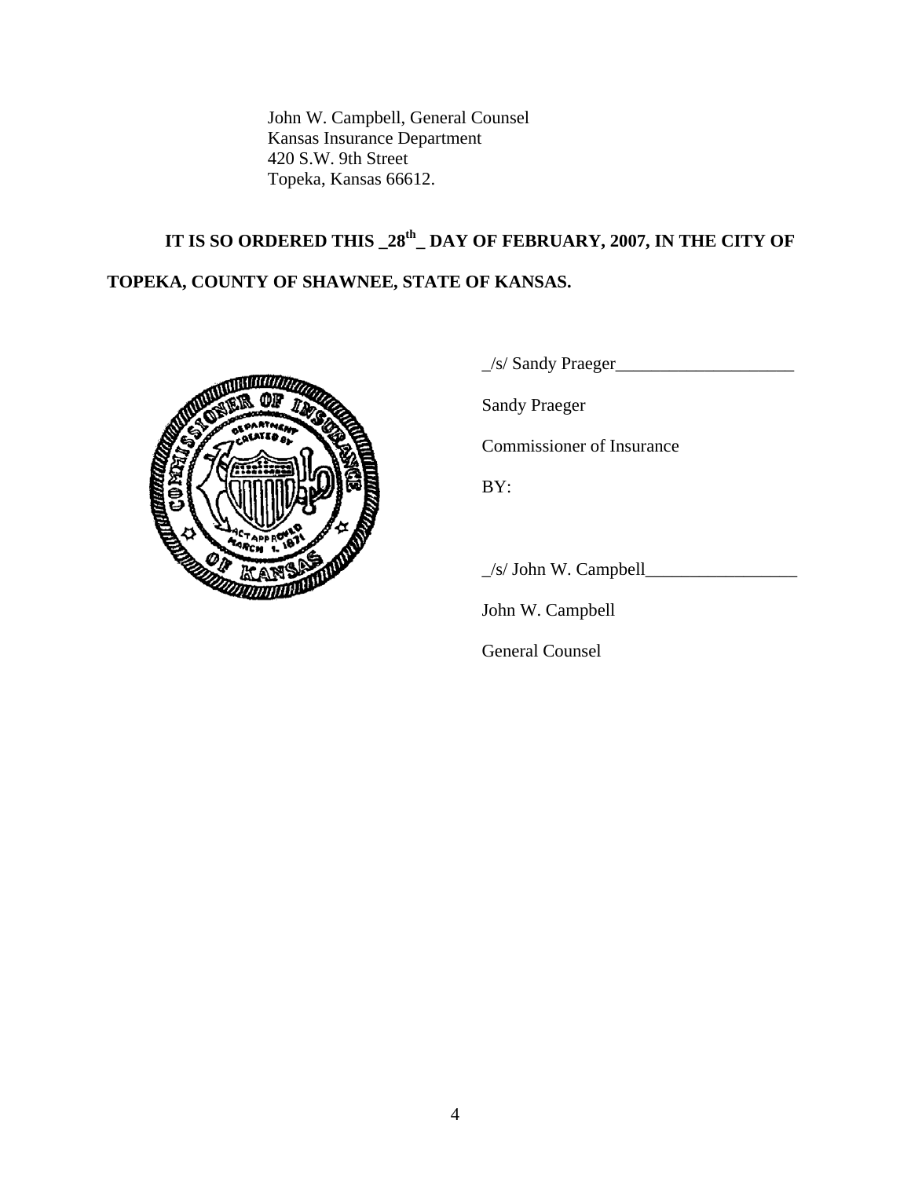John W. Campbell, General Counsel
Kansas Insurance Department
420 S.W. 9th Street
Topeka, Kansas 66612.

**IT IS SO ORDERED THIS _28th_ DAY OF FEBRUARY, 2007, IN THE CITY OF TOPEKA, COUNTY OF SHAWNEE, STATE OF KANSAS.**

_/s/ Sandy Praeger____________________

Sandy Praeger

Commissioner of Insurance

BY:

_/s/ John W. Campbell_________________

John W. Campbell

General Counsel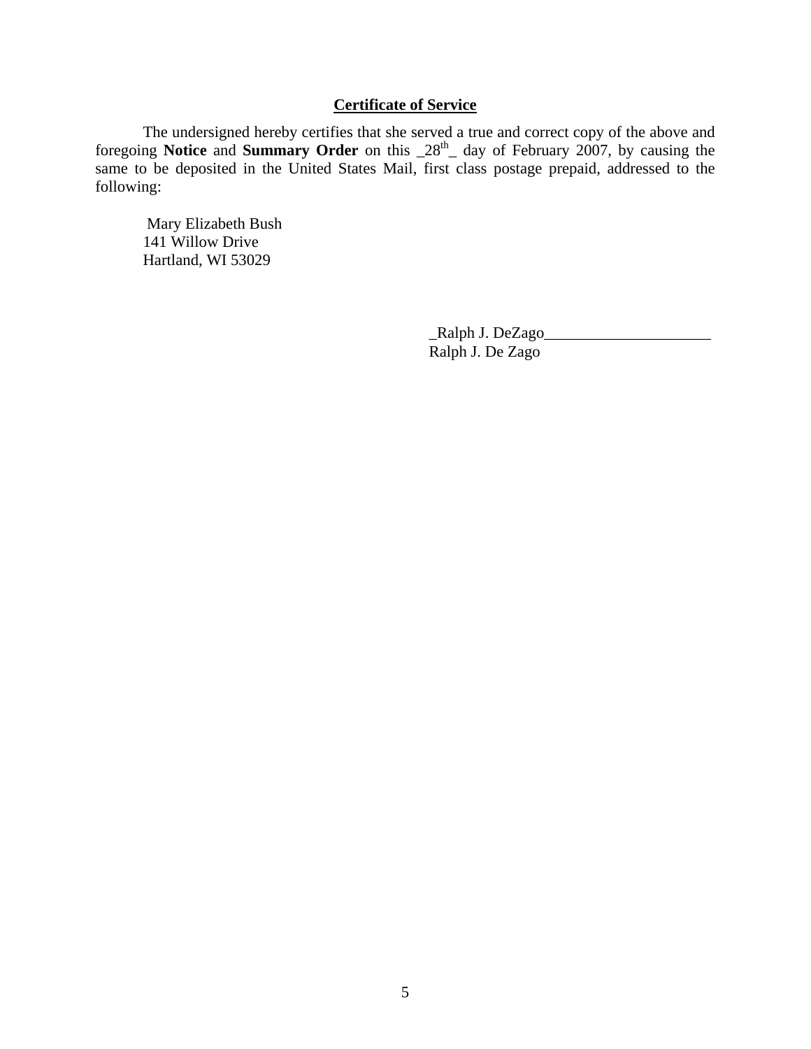**Certificate of Service**

The undersigned hereby certifies that she served a true and correct copy of the above and foregoing **Notice** and **Summary Order** on this _28th_ day of February 2007, by causing the same to be deposited in the United States Mail, first class postage prepaid, addressed to the following:

Mary Elizabeth Bush
141 Willow Drive
Hartland, WI 53029

_Ralph J. DeZago_____________________
Ralph J. De Zago